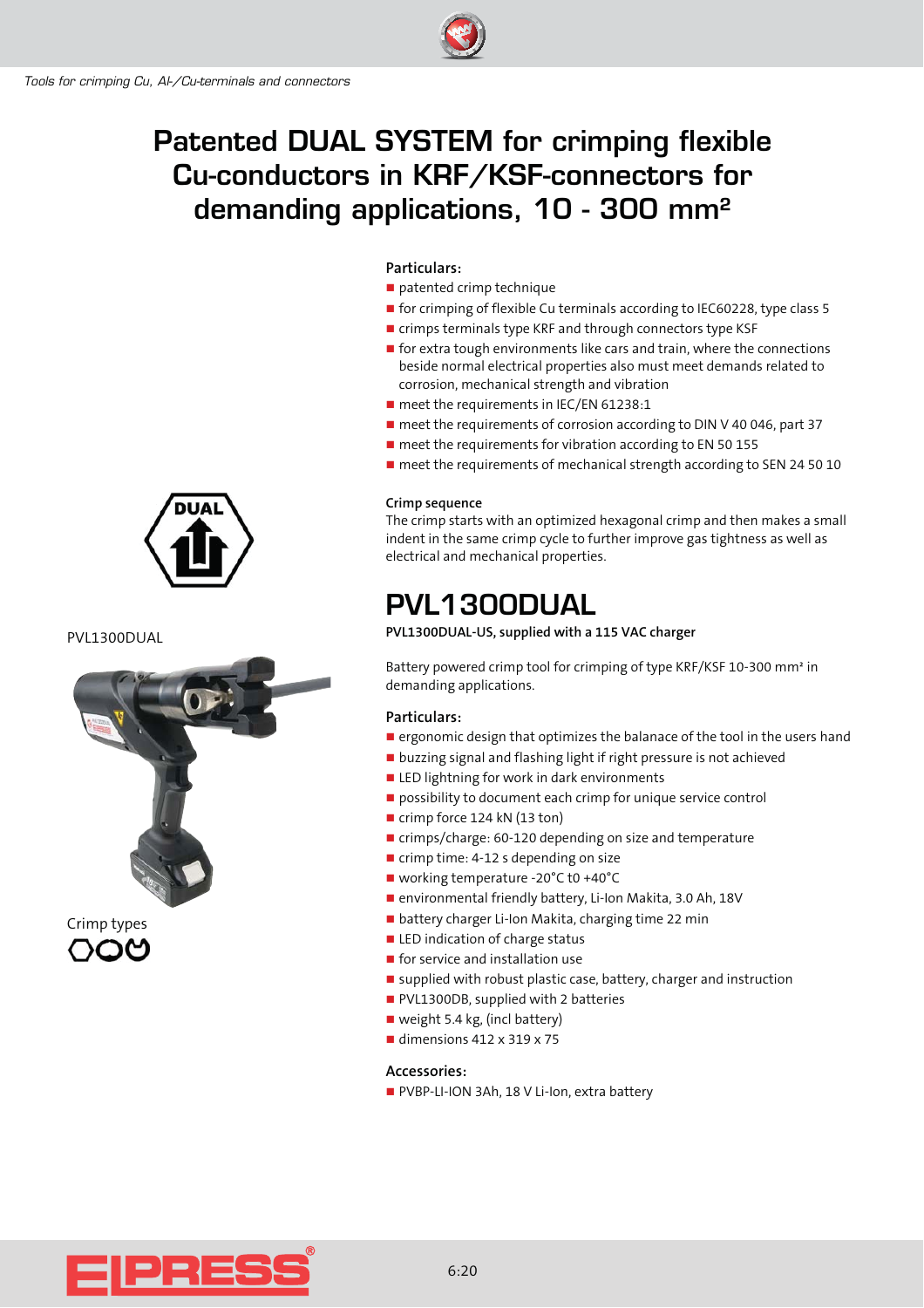# Patented DUAL SYSTEM for crimping flexible Cu-conductors in KRF/KSF-connectors for demanding applications, 10 - 300 mm²

**Particulars:**

- patented crimp technique
- for crimping of flexible Cu terminals according to IEC60228, type class 5
- crimps terminals type KRF and through connectors type KSF
- for extra tough environments like cars and train, where the connections beside normal electrical properties also must meet demands related to corrosion, mechanical strength and vibration
- meet the requirements in IEC/EN 61238:1
- meet the requirements of corrosion according to DIN V 40 046, part 37
- meet the requirements for vibration according to EN 50 155
- meet the requirements of mechanical strength according to SEN 24 50 10

**Crimp sequence**

The crimp starts with an optimized hexagonal crimp and then makes a small indent in the same crimp cycle to further improve gas tightness as well as electrical and mechanical properties.

DUAL

PVL1300DUAL

Crimp types

## PVL1300DUAL

**PVL1300DUAL-US, supplied with a 115 VAC charger**

Battery powered crimp tool for crimping of type KRF/KSF 10-300 mm² in demanding applications.

**Particulars:**

- ergonomic design that optimizes the balanace of the tool in the users hand
- buzzing signal and flashing light if right pressure is not achieved
- LED lightning for work in dark environments
- possibility to document each crimp for unique service control
- crimp force 124 kN (13 ton)
- crimps/charge: 60-120 depending on size and temperature
- crimp time: 4-12 s depending on size
- working temperature -20°C t0 +40°C
- environmental friendly battery, Li-Ion Makita, 3.0 Ah, 18V
- battery charger Li-Ion Makita, charging time 22 min
- LED indication of charge status
- for service and installation use
- supplied with robust plastic case, battery, charger and instruction
- PVL1300DB, supplied with 2 batteries
- weight 5.4 kg, (incl battery)
- dimensions 412 x 319 x 75

**Accessories:**

- PVBP-LI-ION 3Ah, 18 V Li-Ion, extra battery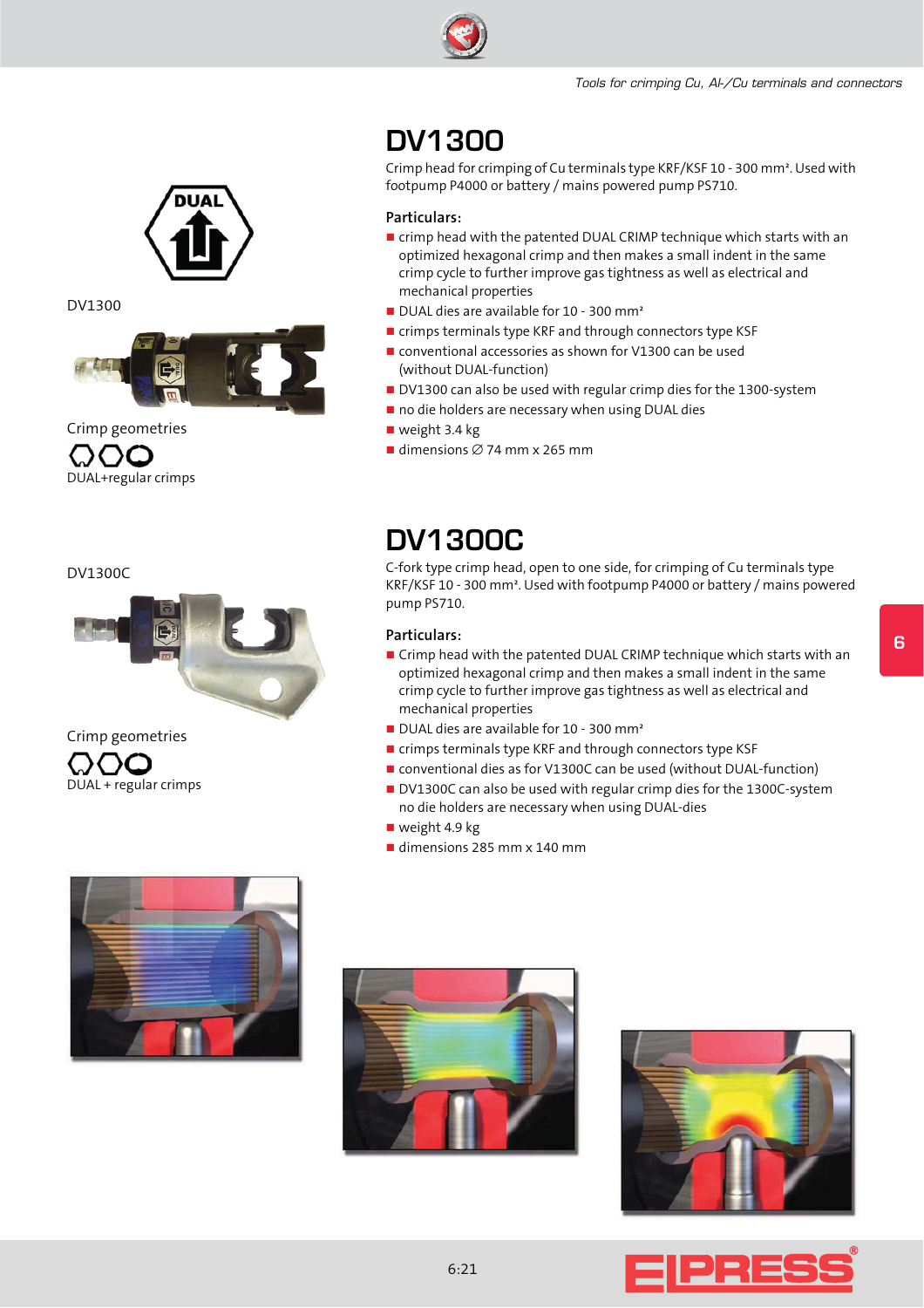# DV1300

Crimp head for crimping of Cu terminals type KRF/KSF 10 - 300 mm². Used with footpump P4000 or battery / mains powered pump PS710.

DV1300

Crimp geometries

DUAL+regular crimps

**Particulars:**

- crimp head with the patented DUAL CRIMP technique which starts with an optimized hexagonal crimp and then makes a small indent in the same crimp cycle to further improve gas tightness as well as electrical and mechanical properties
- DUAL dies are available for 10 - 300 mm²
- crimps terminals type KRF and through connectors type KSF
- conventional accessories as shown for V1300 can be used (without DUAL-function)
- DV1300 can also be used with regular crimp dies for the 1300-system
- no die holders are necessary when using DUAL dies
- weight 3.4 kg
- dimensions ∅ 74 mm x 265 mm

# DV1300C

C-fork type crimp head, open to one side, for crimping of Cu terminals type KRF/KSF 10 - 300 mm². Used with footpump P4000 or battery / mains powered pump PS710.

DV1300C

Crimp geometries

DUAL + regular crimps

**Particulars:**

- Crimp head with the patented DUAL CRIMP technique which starts with an optimized hexagonal crimp and then makes a small indent in the same crimp cycle to further improve gas tightness as well as electrical and mechanical properties
- DUAL dies are available for 10 - 300 mm²
- crimps terminals type KRF and through connectors type KSF
- conventional dies as for V1300C can be used (without DUAL-function)
- DV1300C can also be used with regular crimp dies for the 1300C-system no die holders are necessary when using DUAL-dies
- weight 4.9 kg
- dimensions 285 mm x 140 mm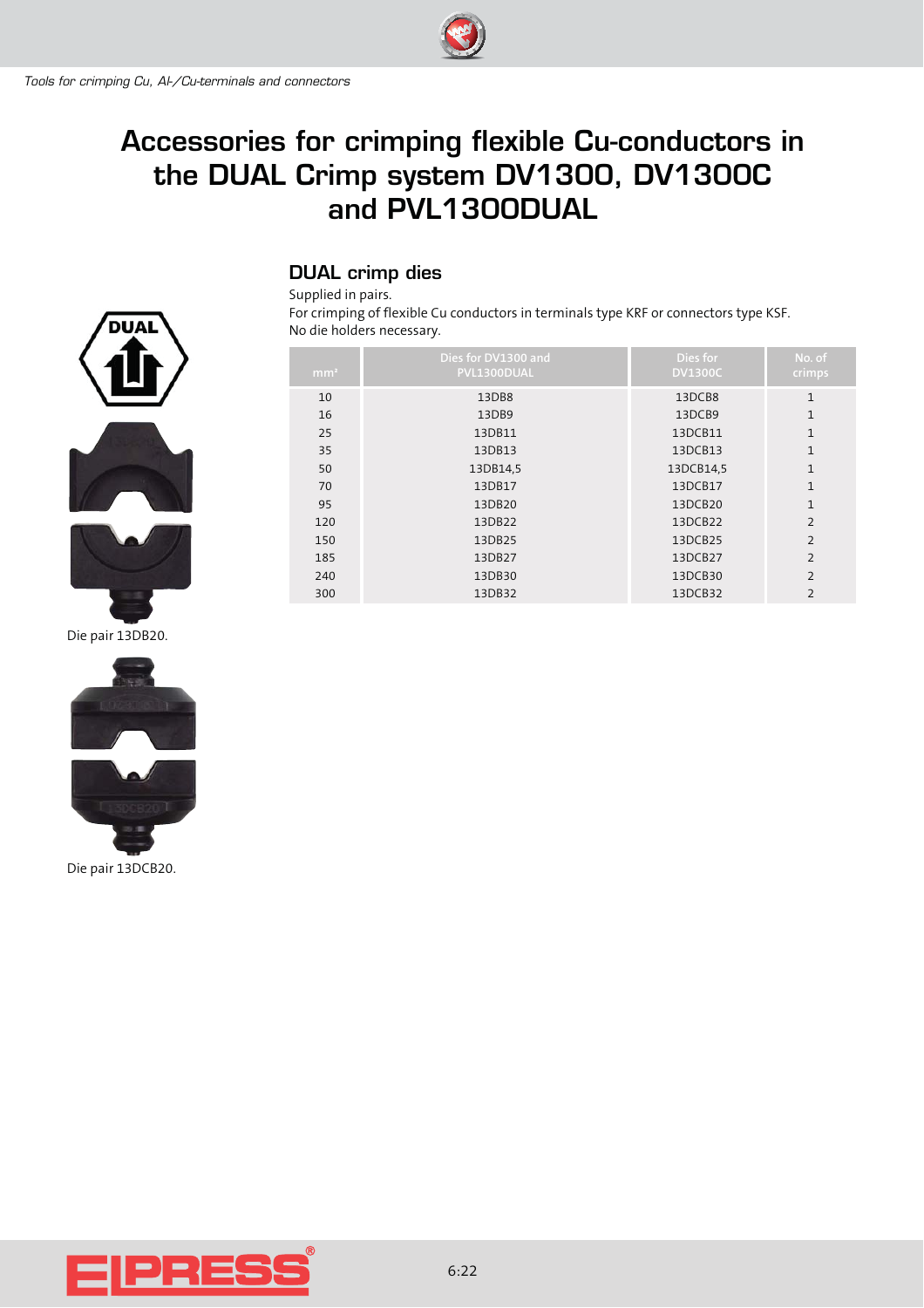*Tools for crimping Cu, Al-/Cu-terminals and connectors*

# Accessories for crimping flexible Cu-conductors in the DUAL Crimp system DV1300, DV1300C and PVL1300DUAL

## DUAL crimp dies

Supplied in pairs.
For crimping of flexible Cu conductors in terminals type KRF or connectors type KSF.
No die holders necessary.

| mm² | Dies for DV1300 and PVL1300DUAL | Dies for DV1300C | No. of crimps |
|---|---|---|---|
| 10 | 13DB8 | 13DCB8 | 1 |
| 16 | 13DB9 | 13DCB9 | 1 |
| 25 | 13DB11 | 13DCB11 | 1 |
| 35 | 13DB13 | 13DCB13 | 1 |
| 50 | 13DB14,5 | 13DCB14,5 | 1 |
| 70 | 13DB17 | 13DCB17 | 1 |
| 95 | 13DB20 | 13DCB20 | 1 |
| 120 | 13DB22 | 13DCB22 | 2 |
| 150 | 13DB25 | 13DCB25 | 2 |
| 185 | 13DB27 | 13DCB27 | 2 |
| 240 | 13DB30 | 13DCB30 | 2 |
| 300 | 13DB32 | 13DCB32 | 2 |

Die pair 13DB20.

Die pair 13DCB20.